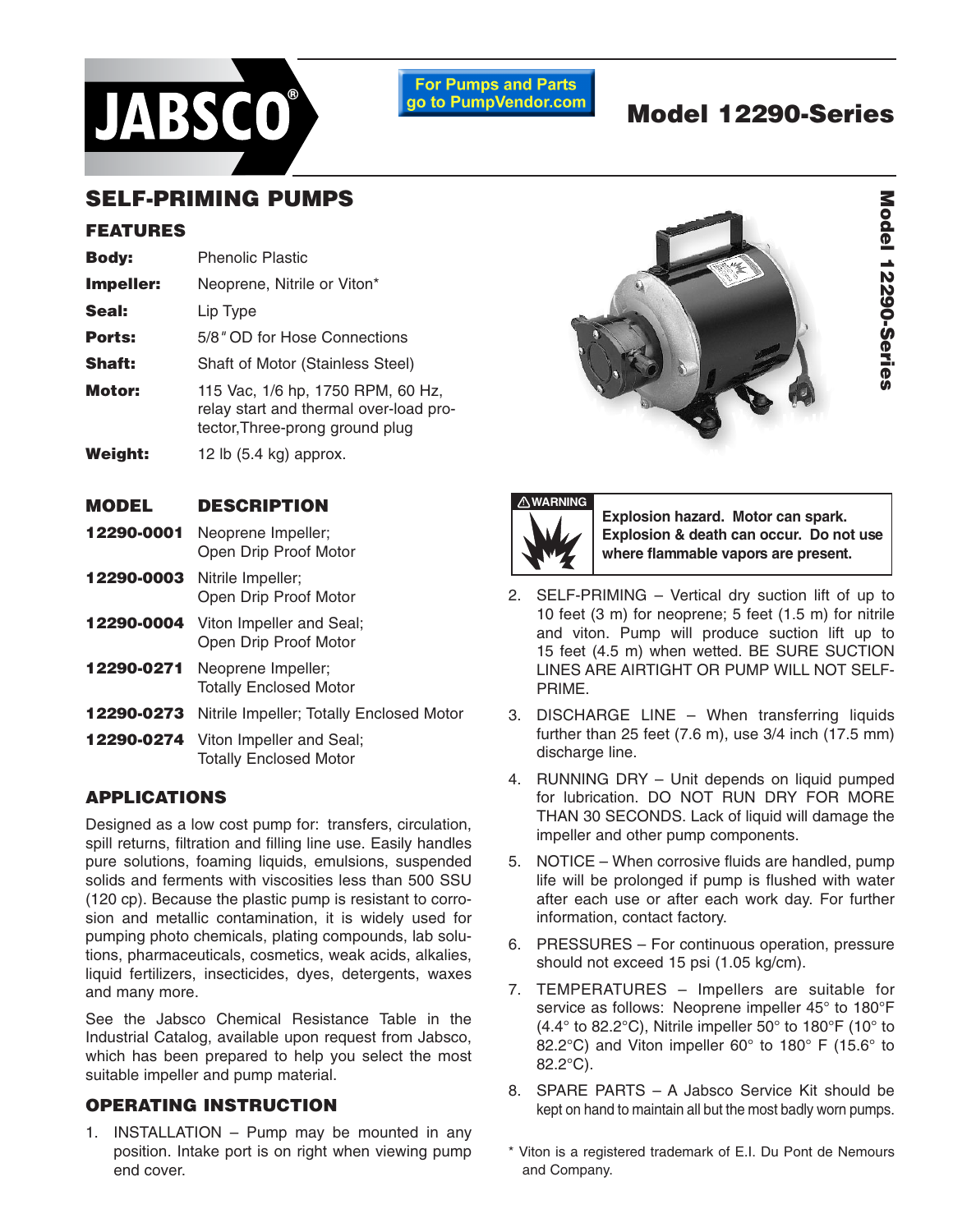For Pumps and Parts go to PumpVendor.com

# Model 12290-Series

## SELF-PRIMING PUMPS

### FEATURES

| | |
|---|---|
| **Body:** | Phenolic Plastic |
| **Impeller:** | Neoprene, Nitrile or Viton* |
| **Seal:** | Lip Type |
| **Ports:** | 5/8″ OD for Hose Connections |
| **Shaft:** | Shaft of Motor (Stainless Steel) |
| **Motor:** | 115 Vac, 1/6 hp, 1750 RPM, 60 Hz, relay start and thermal over-load protector, Three-prong ground plug |
| **Weight:** | 12 lb (5.4 kg) approx. |

| MODEL | DESCRIPTION |
|---|---|
| **12290-0001** | Neoprene Impeller; Open Drip Proof Motor |
| **12290-0003** | Nitrile Impeller; Open Drip Proof Motor |
| **12290-0004** | Viton Impeller and Seal; Open Drip Proof Motor |
| **12290-0271** | Neoprene Impeller; Totally Enclosed Motor |
| **12290-0273** | Nitrile Impeller; Totally Enclosed Motor |
| **12290-0274** | Viton Impeller and Seal; Totally Enclosed Motor |

### APPLICATIONS

Designed as a low cost pump for: transfers, circulation, spill returns, filtration and filling line use. Easily handles pure solutions, foaming liquids, emulsions, suspended solids and ferments with viscosities less than 500 SSU (120 cp). Because the plastic pump is resistant to corrosion and metallic contamination, it is widely used for pumping photo chemicals, plating compounds, lab solutions, pharmaceuticals, cosmetics, weak acids, alkalies, liquid fertilizers, insecticides, dyes, detergents, waxes and many more.

See the Jabsco Chemical Resistance Table in the Industrial Catalog, available upon request from Jabsco, which has been prepared to help you select the most suitable impeller and pump material.

### OPERATING INSTRUCTION

1. INSTALLATION – Pump may be mounted in any position. Intake port is on right when viewing pump end cover.

**⚠ WARNING**

**Explosion hazard. Motor can spark. Explosion & death can occur. Do not use where flammable vapors are present.**

2. SELF-PRIMING – Vertical dry suction lift of up to 10 feet (3 m) for neoprene; 5 feet (1.5 m) for nitrile and viton. Pump will produce suction lift up to 15 feet (4.5 m) when wetted. BE SURE SUCTION LINES ARE AIRTIGHT OR PUMP WILL NOT SELF-PRIME.
3. DISCHARGE LINE – When transferring liquids further than 25 feet (7.6 m), use 3/4 inch (17.5 mm) discharge line.
4. RUNNING DRY – Unit depends on liquid pumped for lubrication. DO NOT RUN DRY FOR MORE THAN 30 SECONDS. Lack of liquid will damage the impeller and other pump components.
5. NOTICE – When corrosive fluids are handled, pump life will be prolonged if pump is flushed with water after each use or after each work day. For further information, contact factory.
6. PRESSURES – For continuous operation, pressure should not exceed 15 psi (1.05 kg/cm).
7. TEMPERATURES – Impellers are suitable for service as follows: Neoprene impeller 45° to 180°F (4.4° to 82.2°C), Nitrile impeller 50° to 180°F (10° to 82.2°C) and Viton impeller 60° to 180° F (15.6° to 82.2°C).
8. SPARE PARTS – A Jabsco Service Kit should be kept on hand to maintain all but the most badly worn pumps.

\* Viton is a registered trademark of E.I. Du Pont de Nemours and Company.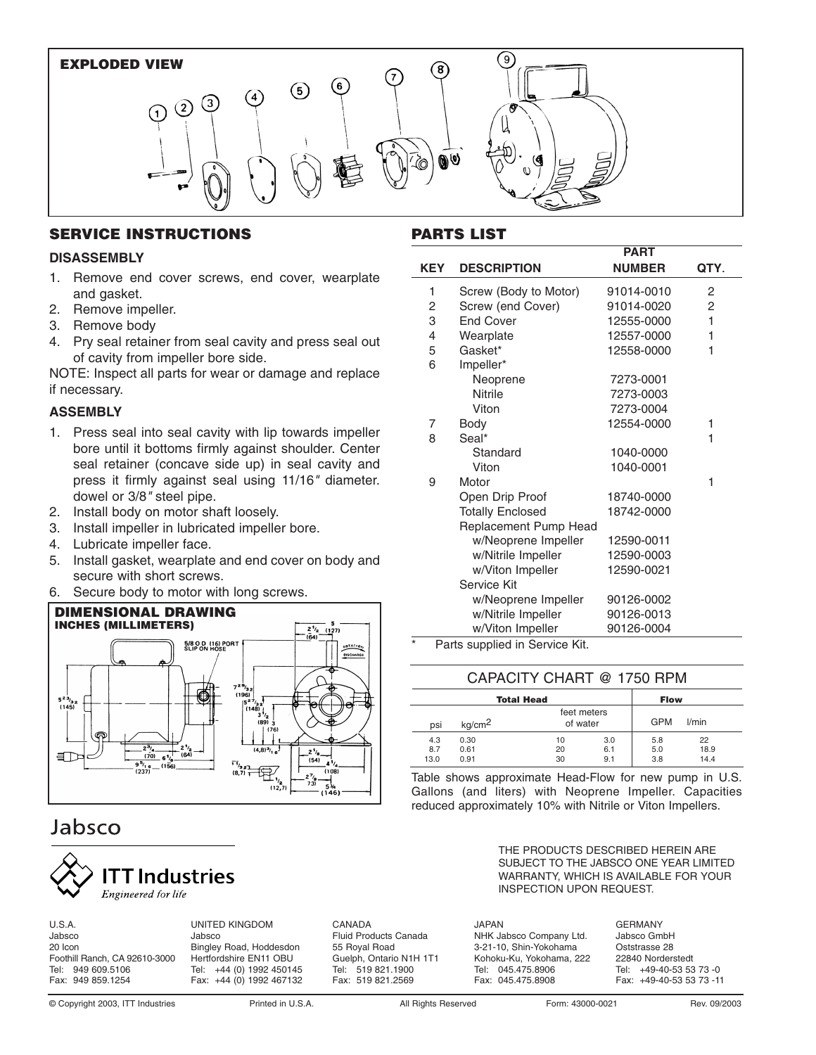## EXPLODED VIEW

## SERVICE INSTRUCTIONS

### DISASSEMBLY

1. Remove end cover screws, end cover, wearplate and gasket.
2. Remove impeller.
3. Remove body
4. Pry seal retainer from seal cavity and press seal out of cavity from impeller bore side.

NOTE: Inspect all parts for wear or damage and replace if necessary.

### ASSEMBLY

1. Press seal into seal cavity with lip towards impeller bore until it bottoms firmly against shoulder. Center seal retainer (concave side up) in seal cavity and press it firmly against seal using 11/16" diameter. dowel or 3/8" steel pipe.
2. Install body on motor shaft loosely.
3. Install impeller in lubricated impeller bore.
4. Lubricate impeller face.
5. Install gasket, wearplate and end cover on body and secure with short screws.
6. Secure body to motor with long screws.

### DIMENSIONAL DRAWING
**INCHES (MILLIMETERS)**

5/8 O.D. (16) PORT SLIP ON HOSE

ROTATION

DISCHARGE

## PARTS LIST

| KEY | DESCRIPTION | PART NUMBER | QTY. |
|---|---|---|---|
| 1 | Screw (Body to Motor) | 91014-0010 | 2 |
| 2 | Screw (end Cover) | 91014-0020 | 2 |
| 3 | End Cover | 12555-0000 | 1 |
| 4 | Wearplate | 12557-0000 | 1 |
| 5 | Gasket* | 12558-0000 | 1 |
| 6 | Impeller* | | |
| | Neoprene | 7273-0001 | |
| | Nitrile | 7273-0003 | |
| | Viton | 7273-0004 | |
| 7 | Body | 12554-0000 | 1 |
| 8 | Seal* | | 1 |
| | Standard | 1040-0000 | |
| | Viton | 1040-0001 | |
| 9 | Motor | | 1 |
| | Open Drip Proof | 18740-0000 | |
| | Totally Enclosed | 18742-0000 | |
| | Replacement Pump Head | | |
| | w/Neoprene Impeller | 12590-0011 | |
| | w/Nitrile Impeller | 12590-0003 | |
| | w/Viton Impeller | 12590-0021 | |
| | Service Kit | | |
| | w/Neoprene Impeller | 90126-0002 | |
| | w/Nitrile Impeller | 90126-0013 | |
| | w/Viton Impeller | 90126-0004 | |

\* Parts supplied in Service Kit.

### CAPACITY CHART @ 1750 RPM

| Total Head | | | | Flow | |
|---|---|---|---|---|---|
| psi | $kg/cm^2$ | feet of water | meters of water | GPM | l/min |
| 4.3 | 0.30 | 10 | 3.0 | 5.8 | 22 |
| 8.7 | 0.61 | 20 | 6.1 | 5.0 | 18.9 |
| 13.0 | 0.91 | 30 | 9.1 | 3.8 | 14.4 |

Table shows approximate Head-Flow for new pump in U.S. Gallons (and liters) with Neoprene Impeller. Capacities reduced approximately 10% with Nitrile or Viton Impellers.

Jabsco

ITT Industries
*Engineered for life*

THE PRODUCTS DESCRIBED HEREIN ARE SUBJECT TO THE JABSCO ONE YEAR LIMITED WARRANTY, WHICH IS AVAILABLE FOR YOUR INSPECTION UPON REQUEST.

**U.S.A.**
Jabsco
20 Icon
Foothill Ranch, CA 92610-3000
Tel: 949 609.5106
Fax: 949 859.1254

**UNITED KINGDOM**
Jabsco
Bingley Road, Hoddesdon
Hertfordshire EN11 OBU
Tel: +44 (0) 1992 450145
Fax: +44 (0) 1992 467132

**CANADA**
Fluid Products Canada
55 Royal Road
Guelph, Ontario N1H 1T1
Tel: 519 821.1900
Fax: 519 821.2569

**JAPAN**
NHK Jabsco Company Ltd.
3-21-10, Shin-Yokohama
Kohoku-Ku, Yokohama, 222
Tel: 045.475.8906
Fax: 045.475.8908

**GERMANY**
Jabsco GmbH
Oststrasse 28
22840 Norderstedt
Tel: +49-40-53 53 73 -0
Fax: +49-40-53 53 73 -11

© Copyright 2003, ITT Industries    Printed in U.S.A.    All Rights Reserved    Form: 43000-0021    Rev. 09/2003